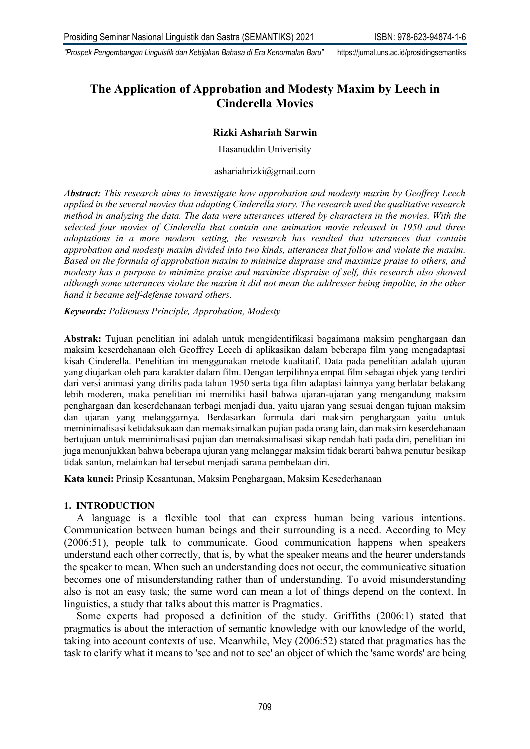# The Application of Approbation and Modesty Maxim by Leech in Cinderella Movies

**Rizki Ashariah Sarwin**

Hasanuddin Univerisity

ashariahrizki@gmail.com

***Abstract:*** *This research aims to investigate how approbation and modesty maxim by Geoffrey Leech applied in the several movies that adapting Cinderella story. The research used the qualitative research method in analyzing the data. The data were utterances uttered by characters in the movies. With the selected four movies of Cinderella that contain one animation movie released in 1950 and three adaptations in a more modern setting, the research has resulted that utterances that contain approbation and modesty maxim divided into two kinds, utterances that follow and violate the maxim. Based on the formula of approbation maxim to minimize dispraise and maximize praise to others, and modesty has a purpose to minimize praise and maximize dispraise of self, this research also showed although some utterances violate the maxim it did not mean the addresser being impolite, in the other hand it became self-defense toward others.*

***Keywords:*** *Politeness Principle, Approbation, Modesty*

**Abstrak:** Tujuan penelitian ini adalah untuk mengidentifikasi bagaimana maksim penghargaan dan maksim keserdehanaan oleh Geoffrey Leech di aplikasikan dalam beberapa film yang mengadaptasi kisah Cinderella. Penelitian ini menggunakan metode kualitatif. Data pada penelitian adalah ujuran yang diujarkan oleh para karakter dalam film. Dengan terpilihnya empat film sebagai objek yang terdiri dari versi animasi yang dirilis pada tahun 1950 serta tiga film adaptasi lainnya yang berlatar belakang lebih moderen, maka penelitian ini memiliki hasil bahwa ujaran-ujaran yang mengandung maksim penghargaan dan keserdehanaan terbagi menjadi dua, yaitu ujaran yang sesuai dengan tujuan maksim dan ujaran yang melanggarnya. Berdasarkan formula dari maksim penghargaan yaitu untuk meminimalisasi ketidaksukaan dan memaksimalkan pujian pada orang lain, dan maksim keserdehanaan bertujuan untuk meminimalisasi pujian dan memaksimalisasi sikap rendah hati pada diri, penelitian ini juga menunjukkan bahwa beberapa ujuran yang melanggar maksim tidak berarti bahwa penutur besikap tidak santun, melainkan hal tersebut menjadi sarana pembelaan diri.

**Kata kunci:** Prinsip Kesantunan, Maksim Penghargaan, Maksim Kesederhanaan

## 1. INTRODUCTION

A language is a flexible tool that can express human being various intentions. Communication between human beings and their surrounding is a need. According to Mey (2006:51), people talk to communicate. Good communication happens when speakers understand each other correctly, that is, by what the speaker means and the hearer understands the speaker to mean. When such an understanding does not occur, the communicative situation becomes one of misunderstanding rather than of understanding. To avoid misunderstanding also is not an easy task; the same word can mean a lot of things depend on the context. In linguistics, a study that talks about this matter is Pragmatics.

Some experts had proposed a definition of the study. Griffiths (2006:1) stated that pragmatics is about the interaction of semantic knowledge with our knowledge of the world, taking into account contexts of use. Meanwhile, Mey (2006:52) stated that pragmatics has the task to clarify what it means to 'see and not to see' an object of which the 'same words' are being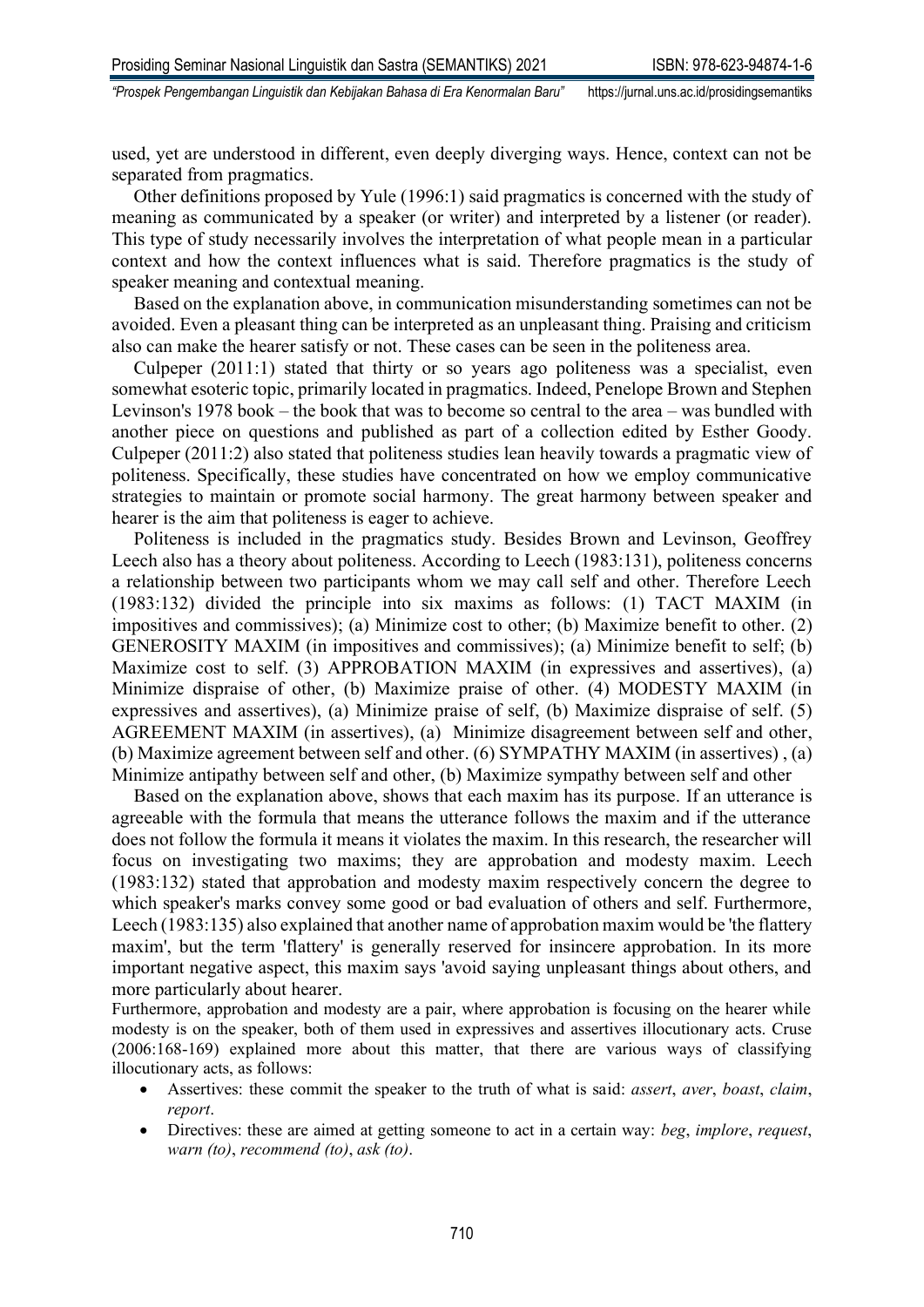used, yet are understood in different, even deeply diverging ways. Hence, context can not be separated from pragmatics.

Other definitions proposed by Yule (1996:1) said pragmatics is concerned with the study of meaning as communicated by a speaker (or writer) and interpreted by a listener (or reader). This type of study necessarily involves the interpretation of what people mean in a particular context and how the context influences what is said. Therefore pragmatics is the study of speaker meaning and contextual meaning.

Based on the explanation above, in communication misunderstanding sometimes can not be avoided. Even a pleasant thing can be interpreted as an unpleasant thing. Praising and criticism also can make the hearer satisfy or not. These cases can be seen in the politeness area.

Culpeper (2011:1) stated that thirty or so years ago politeness was a specialist, even somewhat esoteric topic, primarily located in pragmatics. Indeed, Penelope Brown and Stephen Levinson's 1978 book – the book that was to become so central to the area – was bundled with another piece on questions and published as part of a collection edited by Esther Goody. Culpeper (2011:2) also stated that politeness studies lean heavily towards a pragmatic view of politeness. Specifically, these studies have concentrated on how we employ communicative strategies to maintain or promote social harmony. The great harmony between speaker and hearer is the aim that politeness is eager to achieve.

Politeness is included in the pragmatics study. Besides Brown and Levinson, Geoffrey Leech also has a theory about politeness. According to Leech (1983:131), politeness concerns a relationship between two participants whom we may call self and other. Therefore Leech (1983:132) divided the principle into six maxims as follows: (1) TACT MAXIM (in impositives and commissives); (a) Minimize cost to other; (b) Maximize benefit to other. (2) GENEROSITY MAXIM (in impositives and commissives); (a) Minimize benefit to self; (b) Maximize cost to self. (3) APPROBATION MAXIM (in expressives and assertives), (a) Minimize dispraise of other, (b) Maximize praise of other. (4) MODESTY MAXIM (in expressives and assertives), (a) Minimize praise of self, (b) Maximize dispraise of self. (5) AGREEMENT MAXIM (in assertives), (a) Minimize disagreement between self and other, (b) Maximize agreement between self and other. (6) SYMPATHY MAXIM (in assertives) , (a) Minimize antipathy between self and other, (b) Maximize sympathy between self and other

Based on the explanation above, shows that each maxim has its purpose. If an utterance is agreeable with the formula that means the utterance follows the maxim and if the utterance does not follow the formula it means it violates the maxim. In this research, the researcher will focus on investigating two maxims; they are approbation and modesty maxim. Leech (1983:132) stated that approbation and modesty maxim respectively concern the degree to which speaker's marks convey some good or bad evaluation of others and self. Furthermore, Leech (1983:135) also explained that another name of approbation maxim would be 'the flattery maxim', but the term 'flattery' is generally reserved for insincere approbation. In its more important negative aspect, this maxim says 'avoid saying unpleasant things about others, and more particularly about hearer.

Furthermore, approbation and modesty are a pair, where approbation is focusing on the hearer while modesty is on the speaker, both of them used in expressives and assertives illocutionary acts. Cruse (2006:168-169) explained more about this matter, that there are various ways of classifying illocutionary acts, as follows:

- Assertives: these commit the speaker to the truth of what is said: *assert*, *aver*, *boast*, *claim*, *report*.
- Directives: these are aimed at getting someone to act in a certain way: *beg*, *implore*, *request*, *warn (to)*, *recommend (to)*, *ask (to)*.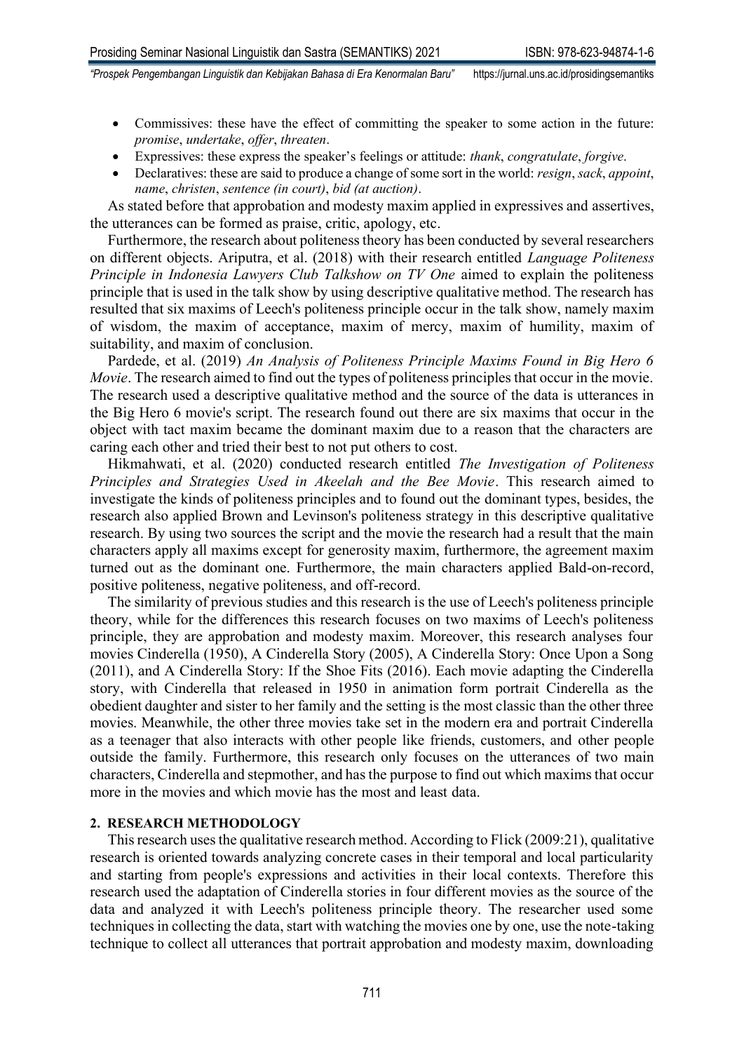- Commissives: these have the effect of committing the speaker to some action in the future: *promise*, *undertake*, *offer*, *threaten*.
- Expressives: these express the speaker's feelings or attitude: *thank*, *congratulate*, *forgive*.
- Declaratives: these are said to produce a change of some sort in the world: *resign*, *sack*, *appoint*, *name*, *christen*, *sentence (in court)*, *bid (at auction)*.

As stated before that approbation and modesty maxim applied in expressives and assertives, the utterances can be formed as praise, critic, apology, etc.

Furthermore, the research about politeness theory has been conducted by several researchers on different objects. Ariputra, et al. (2018) with their research entitled *Language Politeness Principle in Indonesia Lawyers Club Talkshow on TV One* aimed to explain the politeness principle that is used in the talk show by using descriptive qualitative method. The research has resulted that six maxims of Leech's politeness principle occur in the talk show, namely maxim of wisdom, the maxim of acceptance, maxim of mercy, maxim of humility, maxim of suitability, and maxim of conclusion.

Pardede, et al. (2019) *An Analysis of Politeness Principle Maxims Found in Big Hero 6 Movie*. The research aimed to find out the types of politeness principles that occur in the movie. The research used a descriptive qualitative method and the source of the data is utterances in the Big Hero 6 movie's script. The research found out there are six maxims that occur in the object with tact maxim became the dominant maxim due to a reason that the characters are caring each other and tried their best to not put others to cost.

Hikmahwati, et al. (2020) conducted research entitled *The Investigation of Politeness Principles and Strategies Used in Akeelah and the Bee Movie*. This research aimed to investigate the kinds of politeness principles and to found out the dominant types, besides, the research also applied Brown and Levinson's politeness strategy in this descriptive qualitative research. By using two sources the script and the movie the research had a result that the main characters apply all maxims except for generosity maxim, furthermore, the agreement maxim turned out as the dominant one. Furthermore, the main characters applied Bald-on-record, positive politeness, negative politeness, and off-record.

The similarity of previous studies and this research is the use of Leech's politeness principle theory, while for the differences this research focuses on two maxims of Leech's politeness principle, they are approbation and modesty maxim. Moreover, this research analyses four movies Cinderella (1950), A Cinderella Story (2005), A Cinderella Story: Once Upon a Song (2011), and A Cinderella Story: If the Shoe Fits (2016). Each movie adapting the Cinderella story, with Cinderella that released in 1950 in animation form portrait Cinderella as the obedient daughter and sister to her family and the setting is the most classic than the other three movies. Meanwhile, the other three movies take set in the modern era and portrait Cinderella as a teenager that also interacts with other people like friends, customers, and other people outside the family. Furthermore, this research only focuses on the utterances of two main characters, Cinderella and stepmother, and has the purpose to find out which maxims that occur more in the movies and which movie has the most and least data.

## 2. RESEARCH METHODOLOGY

This research uses the qualitative research method. According to Flick (2009:21), qualitative research is oriented towards analyzing concrete cases in their temporal and local particularity and starting from people's expressions and activities in their local contexts. Therefore this research used the adaptation of Cinderella stories in four different movies as the source of the data and analyzed it with Leech's politeness principle theory. The researcher used some techniques in collecting the data, start with watching the movies one by one, use the note-taking technique to collect all utterances that portrait approbation and modesty maxim, downloading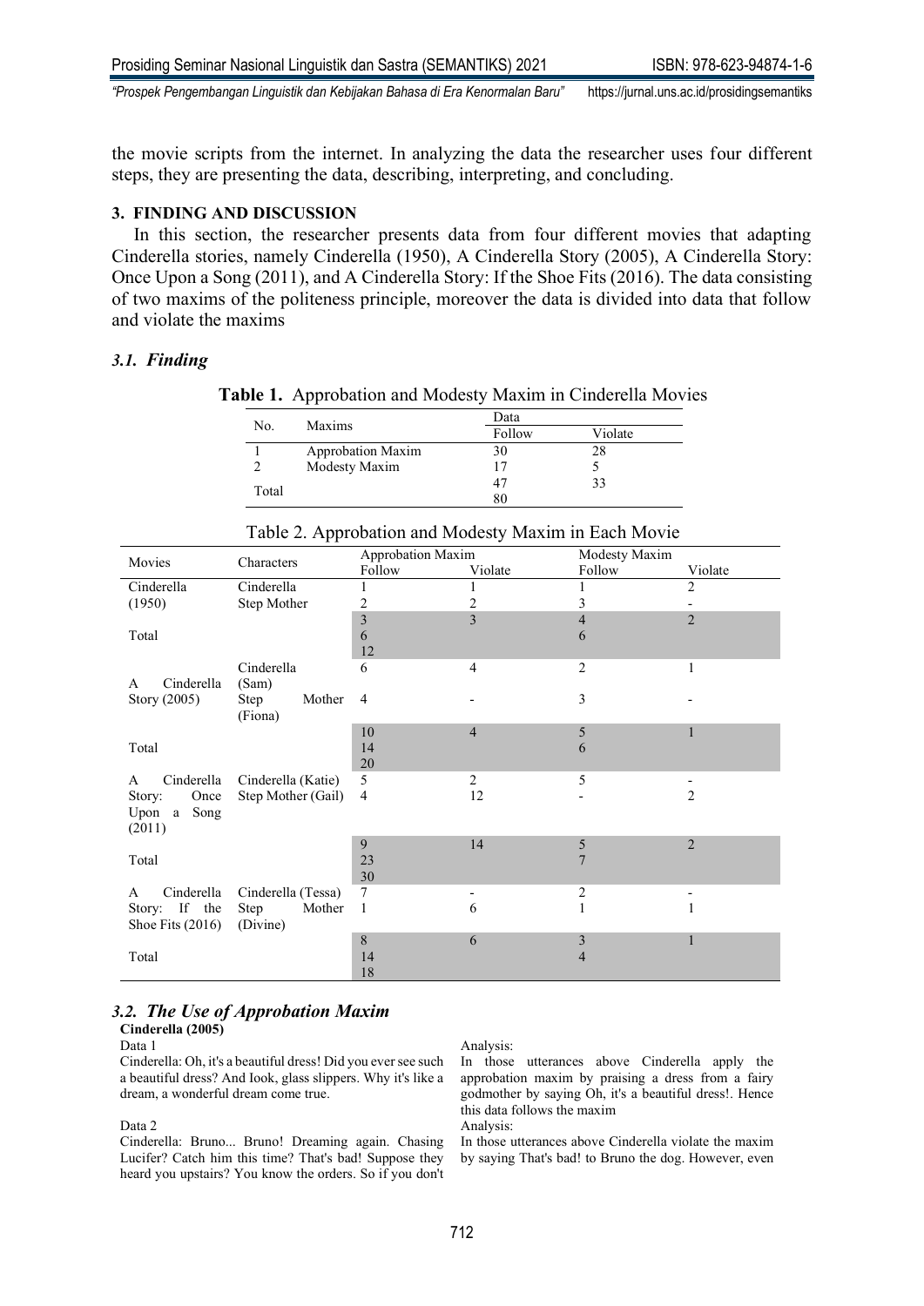the movie scripts from the internet. In analyzing the data the researcher uses four different steps, they are presenting the data, describing, interpreting, and concluding.

## 3. FINDING AND DISCUSSION

In this section, the researcher presents data from four different movies that adapting Cinderella stories, namely Cinderella (1950), A Cinderella Story (2005), A Cinderella Story: Once Upon a Song (2011), and A Cinderella Story: If the Shoe Fits (2016). The data consisting of two maxims of the politeness principle, moreover the data is divided into data that follow and violate the maxims

### *3.1. Finding*

**Table 1.** Approbation and Modesty Maxim in Cinderella Movies

| No. | Maxims | Data | |
|---|---|---|---|
| | | Follow | Violate |
| 1 | Approbation Maxim | 30 | 28 |
| 2 | Modesty Maxim | 17 | 5 |
| Total | | 47 | 33 |
| | | 80 | |

Table 2. Approbation and Modesty Maxim in Each Movie

| Movies | Characters | Approbation Maxim | | Modesty Maxim | |
|---|---|---|---|---|---|
| | | Follow | Violate | Follow | Violate |
| Cinderella (1950) | Cinderella | 1 | 1 | 1 | 2 |
| | Step Mother | 2 | 2 | 3 | - |
| Total | | 3 | 3 | 4 | 2 |
| | | 6 | | 6 | |
| | | 12 | | | |
| A Cinderella Story (2005) | Cinderella (Sam) | 6 | 4 | 2 | 1 |
| | Step Mother (Fiona) | 4 | - | 3 | - |
| Total | | 10 | 4 | 5 | 1 |
| | | 14 | | 6 | |
| | | 20 | | | |
| A Cinderella Story: Once Upon a Song (2011) | Cinderella (Katie) | 5 | 2 | 5 | - |
| | Step Mother (Gail) | 4 | 12 | - | 2 |
| Total | | 9 | 14 | 5 | 2 |
| | | 23 | | 7 | |
| | | 30 | | | |
| A Cinderella Story: If the Shoe Fits (2016) | Cinderella (Tessa) | 7 | - | 2 | - |
| | Step Mother (Divine) | 1 | 6 | 1 | 1 |
| Total | | 8 | 6 | 3 | 1 |
| | | 14 | | 4 | |
| | | 18 | | | |

### *3.2. The Use of Approbation Maxim*

**Cinderella (2005)**

Data 1

Cinderella: Oh, it's a beautiful dress! Did you ever see such a beautiful dress? And Iook, glass slippers. Why it's like a dream, a wonderful dream come true.

Analysis:

In those utterances above Cinderella apply the approbation maxim by praising a dress from a fairy godmother by saying Oh, it's a beautiful dress!. Hence this data follows the maxim

Data 2

Cinderella: Bruno... Bruno! Dreaming again. Chasing Lucifer? Catch him this time? That's bad! Suppose they heard you upstairs? You know the orders. So if you don't

Analysis:

In those utterances above Cinderella violate the maxim by saying That's bad! to Bruno the dog. However, even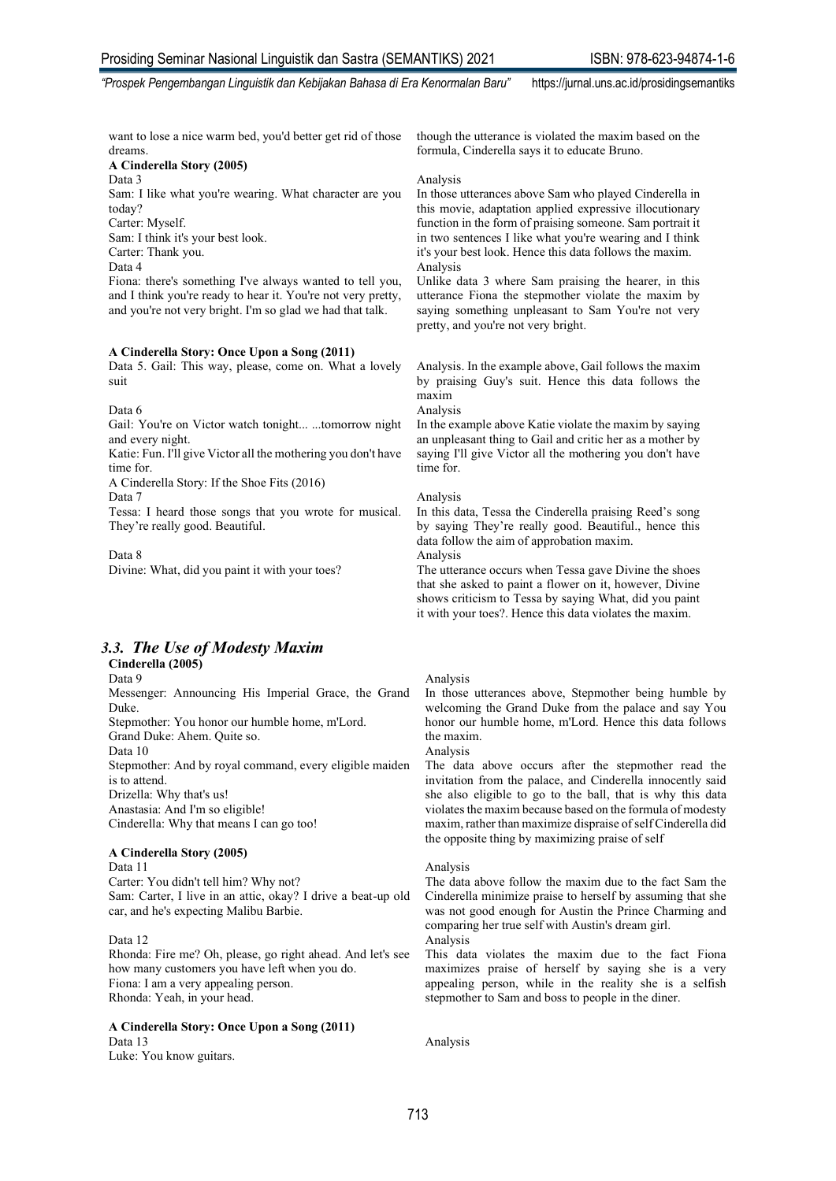want to lose a nice warm bed, you'd better get rid of those dreams.

though the utterance is violated the maxim based on the formula, Cinderella says it to educate Bruno.

**A Cinderella Story (2005)**

Data 3

Sam: I like what you're wearing. What character are you today?
Carter: Myself.
Sam: I think it's your best look.
Carter: Thank you.

Analysis

In those utterances above Sam who played Cinderella in this movie, adaptation applied expressive illocutionary function in the form of praising someone. Sam portrait it in two sentences I like what you're wearing and I think it's your best look. Hence this data follows the maxim.

Data 4

Fiona: there's something I've always wanted to tell you, and I think you're ready to hear it. You're not very pretty, and you're not very bright. I'm so glad we had that talk.

Analysis

Unlike data 3 where Sam praising the hearer, in this utterance Fiona the stepmother violate the maxim by saying something unpleasant to Sam You're not very pretty, and you're not very bright.

**A Cinderella Story: Once Upon a Song (2011)**

Data 5. Gail: This way, please, come on. What a lovely suit

Analysis. In the example above, Gail follows the maxim by praising Guy's suit. Hence this data follows the maxim

Data 6

Gail: You're on Victor watch tonight... ...tomorrow night and every night.
Katie: Fun. I'll give Victor all the mothering you don't have time for.

Analysis

In the example above Katie violate the maxim by saying an unpleasant thing to Gail and critic her as a mother by saying I'll give Victor all the mothering you don't have time for.

A Cinderella Story: If the Shoe Fits (2016)

Data 7

Tessa: I heard those songs that you wrote for musical. They're really good. Beautiful.

Analysis

In this data, Tessa the Cinderella praising Reed's song by saying They're really good. Beautiful., hence this data follow the aim of approbation maxim.

Data 8

Divine: What, did you paint it with your toes?

Analysis

The utterance occurs when Tessa gave Divine the shoes that she asked to paint a flower on it, however, Divine shows criticism to Tessa by saying What, did you paint it with your toes?. Hence this data violates the maxim.

### *3.3. The Use of Modesty Maxim*

**Cinderella (2005)**

Data 9

Messenger: Announcing His Imperial Grace, the Grand Duke.
Stepmother: You honor our humble home, m'Lord.
Grand Duke: Ahem. Quite so.

Analysis

In those utterances above, Stepmother being humble by welcoming the Grand Duke from the palace and say You honor our humble home, m'Lord. Hence this data follows the maxim.

Data 10

Stepmother: And by royal command, every eligible maiden is to attend.
Drizella: Why that's us!
Anastasia: And I'm so eligible!
Cinderella: Why that means I can go too!

Analysis

The data above occurs after the stepmother read the invitation from the palace, and Cinderella innocently said she also eligible to go to the ball, that is why this data violates the maxim because based on the formula of modesty maxim, rather than maximize dispraise of self Cinderella did the opposite thing by maximizing praise of self

**A Cinderella Story (2005)**

Data 11

Carter: You didn't tell him? Why not?
Sam: Carter, I live in an attic, okay? I drive a beat-up old car, and he's expecting Malibu Barbie.

Analysis

The data above follow the maxim due to the fact Sam the Cinderella minimize praise to herself by assuming that she was not good enough for Austin the Prince Charming and comparing her true self with Austin's dream girl.

Data 12

Rhonda: Fire me? Oh, please, go right ahead. And let's see how many customers you have left when you do.
Fiona: I am a very appealing person.
Rhonda: Yeah, in your head.

Analysis

This data violates the maxim due to the fact Fiona maximizes praise of herself by saying she is a very appealing person, while in the reality she is a selfish stepmother to Sam and boss to people in the diner.

**A Cinderella Story: Once Upon a Song (2011)**

Data 13

Luke: You know guitars.

Analysis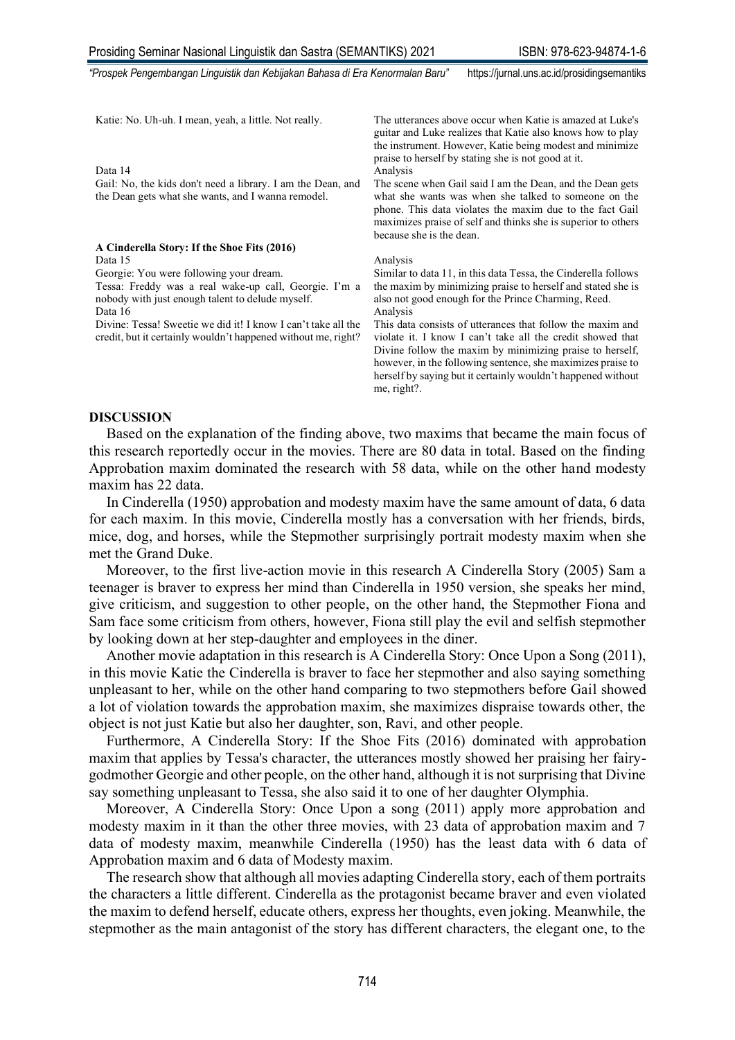| | |
|---|---|
| Katie: No. Uh-uh. I mean, yeah, a little. Not really. | The utterances above occur when Katie is amazed at Luke's guitar and Luke realizes that Katie also knows how to play the instrument. However, Katie being modest and minimize praise to herself by stating she is not good at it. |
| Data 14 | Analysis |
| Gail: No, the kids don't need a library. I am the Dean, and the Dean gets what she wants, and I wanna remodel. | The scene when Gail said I am the Dean, and the Dean gets what she wants was when she talked to someone on the phone. This data violates the maxim due to the fact Gail maximizes praise of self and thinks she is superior to others because she is the dean. |
| **A Cinderella Story: If the Shoe Fits (2016)** | |
| Data 15 | Analysis |
| Georgie: You were following your dream.<br>Tessa: Freddy was a real wake-up call, Georgie. I'm a nobody with just enough talent to delude myself. | Similar to data 11, in this data Tessa, the Cinderella follows the maxim by minimizing praise to herself and stated she is also not good enough for the Prince Charming, Reed. |
| Data 16 | Analysis |
| Divine: Tessa! Sweetie we did it! I know I can't take all the credit, but it certainly wouldn't happened without me, right? | This data consists of utterances that follow the maxim and violate it. I know I can't take all the credit showed that Divine follow the maxim by minimizing praise to herself, however, in the following sentence, she maximizes praise to herself by saying but it certainly wouldn't happened without me, right?. |

## DISCUSSION

Based on the explanation of the finding above, two maxims that became the main focus of this research reportedly occur in the movies. There are 80 data in total. Based on the finding Approbation maxim dominated the research with 58 data, while on the other hand modesty maxim has 22 data.

In Cinderella (1950) approbation and modesty maxim have the same amount of data, 6 data for each maxim. In this movie, Cinderella mostly has a conversation with her friends, birds, mice, dog, and horses, while the Stepmother surprisingly portrait modesty maxim when she met the Grand Duke.

Moreover, to the first live-action movie in this research A Cinderella Story (2005) Sam a teenager is braver to express her mind than Cinderella in 1950 version, she speaks her mind, give criticism, and suggestion to other people, on the other hand, the Stepmother Fiona and Sam face some criticism from others, however, Fiona still play the evil and selfish stepmother by looking down at her step-daughter and employees in the diner.

Another movie adaptation in this research is A Cinderella Story: Once Upon a Song (2011), in this movie Katie the Cinderella is braver to face her stepmother and also saying something unpleasant to her, while on the other hand comparing to two stepmothers before Gail showed a lot of violation towards the approbation maxim, she maximizes dispraise towards other, the object is not just Katie but also her daughter, son, Ravi, and other people.

Furthermore, A Cinderella Story: If the Shoe Fits (2016) dominated with approbation maxim that applies by Tessa's character, the utterances mostly showed her praising her fairy-godmother Georgie and other people, on the other hand, although it is not surprising that Divine say something unpleasant to Tessa, she also said it to one of her daughter Olymphia.

Moreover, A Cinderella Story: Once Upon a song (2011) apply more approbation and modesty maxim in it than the other three movies, with 23 data of approbation maxim and 7 data of modesty maxim, meanwhile Cinderella (1950) has the least data with 6 data of Approbation maxim and 6 data of Modesty maxim.

The research show that although all movies adapting Cinderella story, each of them portraits the characters a little different. Cinderella as the protagonist became braver and even violated the maxim to defend herself, educate others, express her thoughts, even joking. Meanwhile, the stepmother as the main antagonist of the story has different characters, the elegant one, to the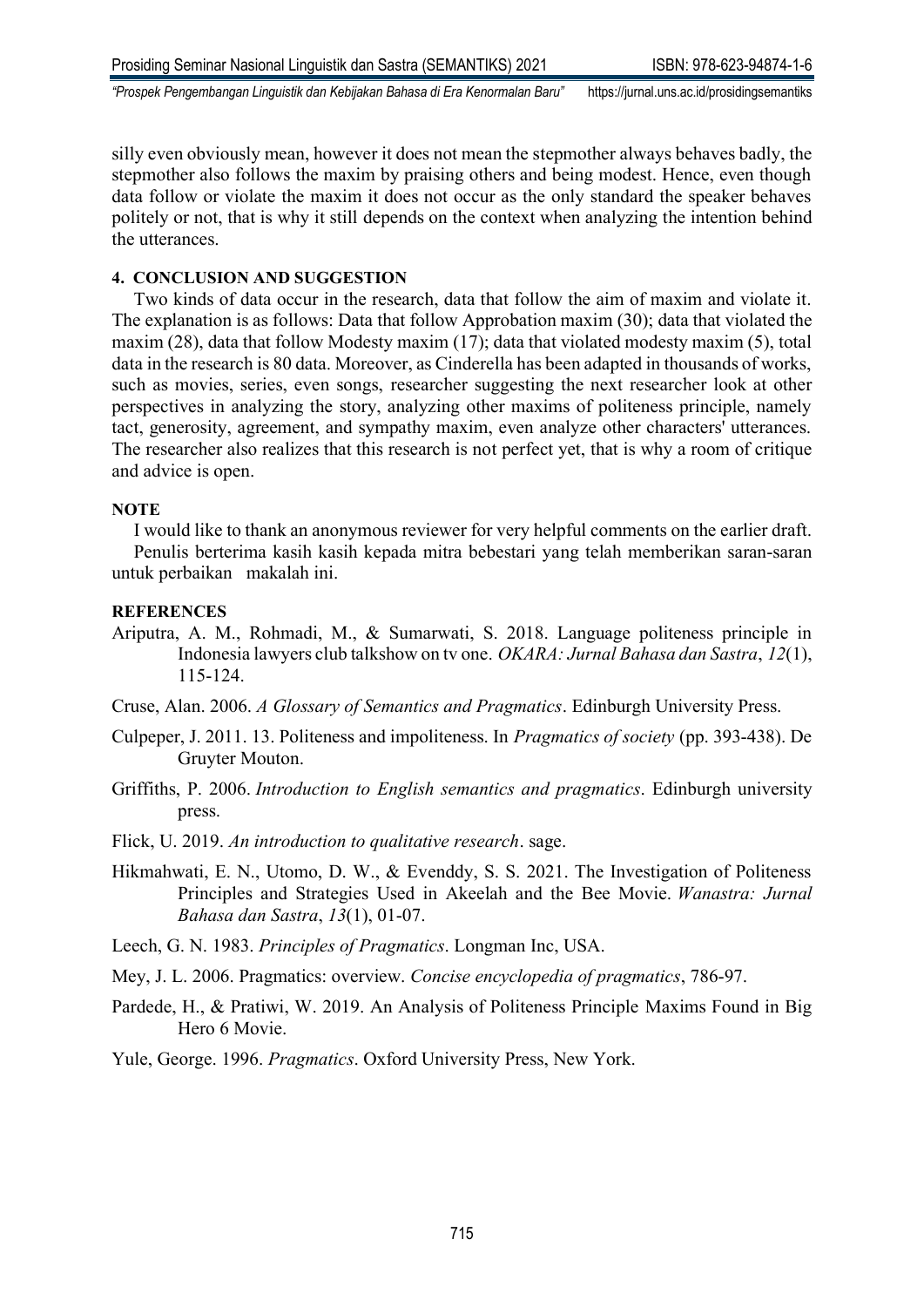silly even obviously mean, however it does not mean the stepmother always behaves badly, the stepmother also follows the maxim by praising others and being modest. Hence, even though data follow or violate the maxim it does not occur as the only standard the speaker behaves politely or not, that is why it still depends on the context when analyzing the intention behind the utterances.

## 4. CONCLUSION AND SUGGESTION

Two kinds of data occur in the research, data that follow the aim of maxim and violate it. The explanation is as follows: Data that follow Approbation maxim (30); data that violated the maxim (28), data that follow Modesty maxim (17); data that violated modesty maxim (5), total data in the research is 80 data. Moreover, as Cinderella has been adapted in thousands of works, such as movies, series, even songs, researcher suggesting the next researcher look at other perspectives in analyzing the story, analyzing other maxims of politeness principle, namely tact, generosity, agreement, and sympathy maxim, even analyze other characters' utterances. The researcher also realizes that this research is not perfect yet, that is why a room of critique and advice is open.

## NOTE

I would like to thank an anonymous reviewer for very helpful comments on the earlier draft.
Penulis berterima kasih kasih kepada mitra bebestari yang telah memberikan saran-saran untuk perbaikan makalah ini.

## REFERENCES

Ariputra, A. M., Rohmadi, M., & Sumarwati, S. 2018. Language politeness principle in Indonesia lawyers club talkshow on tv one. *OKARA: Jurnal Bahasa dan Sastra*, *12*(1), 115-124.

Cruse, Alan. 2006. *A Glossary of Semantics and Pragmatics*. Edinburgh University Press.

Culpeper, J. 2011. 13. Politeness and impoliteness. In *Pragmatics of society* (pp. 393-438). De Gruyter Mouton.

Griffiths, P. 2006. *Introduction to English semantics and pragmatics*. Edinburgh university press.

Flick, U. 2019. *An introduction to qualitative research*. sage.

Hikmahwati, E. N., Utomo, D. W., & Evenddy, S. S. 2021. The Investigation of Politeness Principles and Strategies Used in Akeelah and the Bee Movie. *Wanastra: Jurnal Bahasa dan Sastra*, *13*(1), 01-07.

Leech, G. N. 1983. *Principles of Pragmatics*. Longman Inc, USA.

Mey, J. L. 2006. Pragmatics: overview. *Concise encyclopedia of pragmatics*, 786-97.

Pardede, H., & Pratiwi, W. 2019. An Analysis of Politeness Principle Maxims Found in Big Hero 6 Movie.

Yule, George. 1996. *Pragmatics*. Oxford University Press, New York.